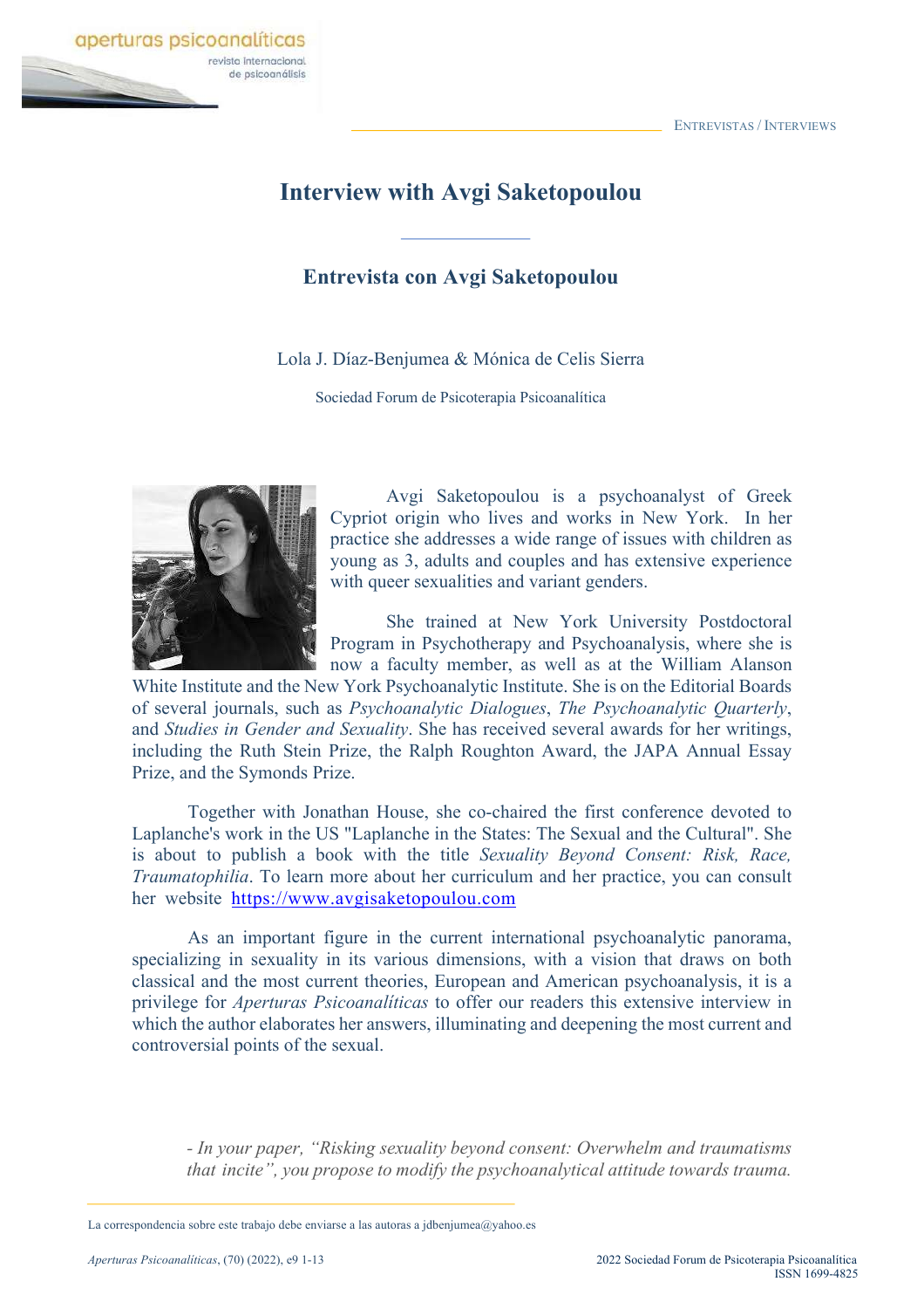# Interview with Avgi Saketopoulou

## Entrevista con Avgi Saketopoulou

Lola J. Díaz-Benjumea & Mónica de Celis Sierra

Sociedad Forum de Psicoterapia Psicoanalítica

Avgi Saketopoulou is a psychoanalyst of Greek Cypriot origin who lives and works in New York. In her practice she addresses a wide range of issues with children as young as 3, adults and couples and has extensive experience with queer sexualities and variant genders.

She trained at New York University Postdoctoral Program in Psychotherapy and Psychoanalysis, where she is now a faculty member, as well as at the William Alanson White Institute and the New York Psychoanalytic Institute. She is on the Editorial Boards of several journals, such as *Psychoanalytic Dialogues*, *The Psychoanalytic Quarterly*, and *Studies in Gender and Sexuality*. She has received several awards for her writings, including the Ruth Stein Prize, the Ralph Roughton Award, the JAPA Annual Essay Prize, and the Symonds Prize.

Together with Jonathan House, she co-chaired the first conference devoted to Laplanche's work in the US "Laplanche in the States: The Sexual and the Cultural". She is about to publish a book with the title *Sexuality Beyond Consent: Risk, Race, Traumatophilia*. To learn more about her curriculum and her practice, you can consult her website https://www.avgisaketopoulou.com

As an important figure in the current international psychoanalytic panorama, specializing in sexuality in its various dimensions, with a vision that draws on both classical and the most current theories, European and American psychoanalysis, it is a privilege for *Aperturas Psicoanalíticas* to offer our readers this extensive interview in which the author elaborates her answers, illuminating and deepening the most current and controversial points of the sexual.

*- In your paper, "Risking sexuality beyond consent: Overwhelm and traumatisms that incite", you propose to modify the psychoanalytical attitude towards trauma.*

La correspondencia sobre este trabajo debe enviarse a las autoras a jdbenjumea@yahoo.es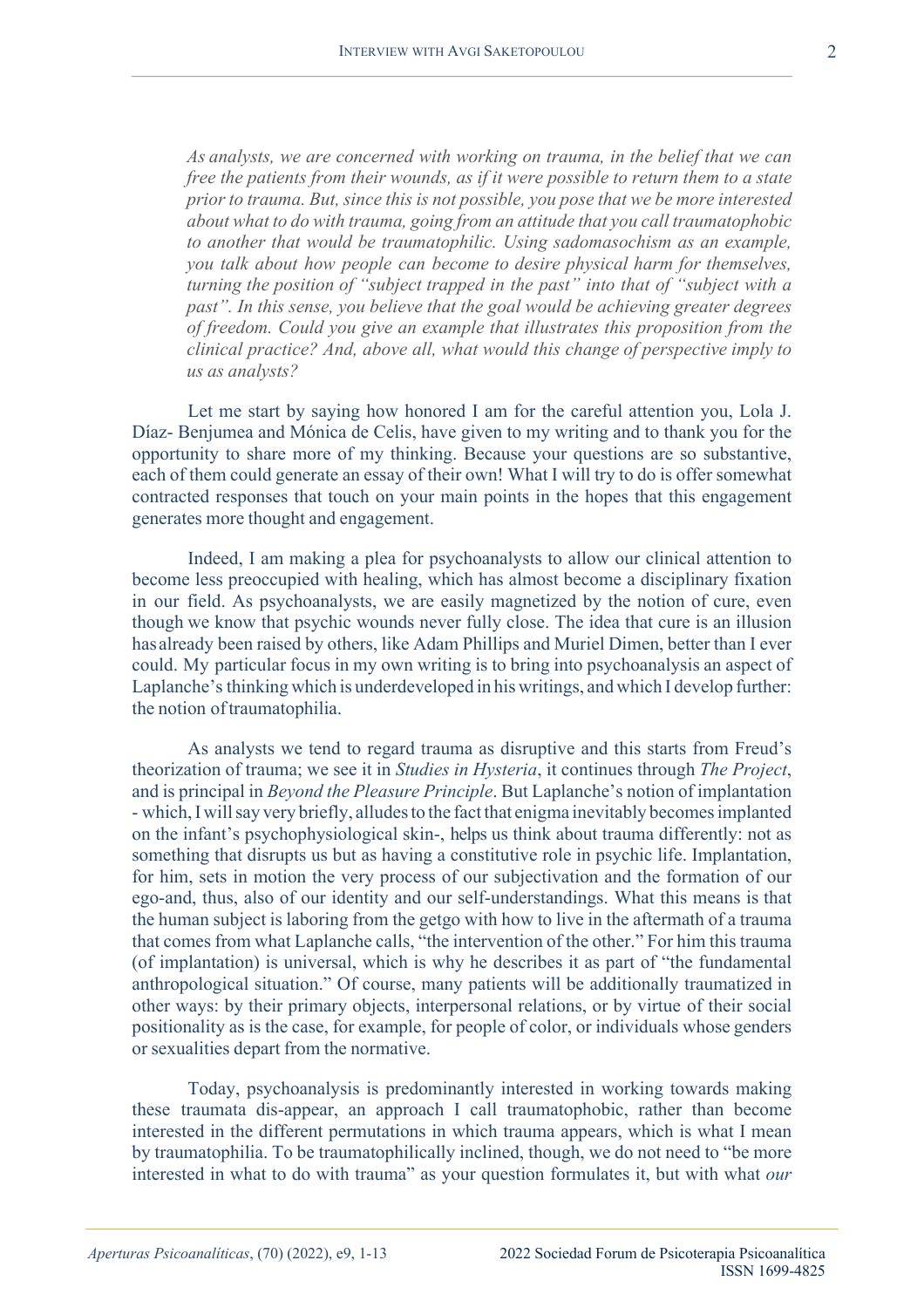*As analysts, we are concerned with working on trauma, in the belief that we can free the patients from their wounds, as if it were possible to return them to a state prior to trauma. But, since this is not possible, you pose that we be more interested about what to do with trauma, going from an attitude that you call traumatophobic to another that would be traumatophilic. Using sadomasochism as an example, you talk about how people can become to desire physical harm for themselves, turning the position of "subject trapped in the past" into that of "subject with a past". In this sense, you believe that the goal would be achieving greater degrees of freedom. Could you give an example that illustrates this proposition from the clinical practice? And, above all, what would this change of perspective imply to us as analysts?*

Let me start by saying how honored I am for the careful attention you, Lola J. Díaz- Benjumea and Mónica de Celis, have given to my writing and to thank you for the opportunity to share more of my thinking. Because your questions are so substantive, each of them could generate an essay of their own! What I will try to do is offer somewhat contracted responses that touch on your main points in the hopes that this engagement generates more thought and engagement.

Indeed, I am making a plea for psychoanalysts to allow our clinical attention to become less preoccupied with healing, which has almost become a disciplinary fixation in our field. As psychoanalysts, we are easily magnetized by the notion of cure, even though we know that psychic wounds never fully close. The idea that cure is an illusion has already been raised by others, like Adam Phillips and Muriel Dimen, better than I ever could. My particular focus in my own writing is to bring into psychoanalysis an aspect of Laplanche's thinking which is underdeveloped in his writings, and which I develop further: the notion of traumatophilia.

As analysts we tend to regard trauma as disruptive and this starts from Freud's theorization of trauma; we see it in *Studies in Hysteria*, it continues through *The Project*, and is principal in *Beyond the Pleasure Principle*. But Laplanche's notion of implantation - which, I will say very briefly, alludes to the fact that enigma inevitably becomes implanted on the infant's psychophysiological skin-, helps us think about trauma differently: not as something that disrupts us but as having a constitutive role in psychic life. Implantation, for him, sets in motion the very process of our subjectivation and the formation of our ego-and, thus, also of our identity and our self-understandings. What this means is that the human subject is laboring from the getgo with how to live in the aftermath of a trauma that comes from what Laplanche calls, "the intervention of the other." For him this trauma (of implantation) is universal, which is why he describes it as part of "the fundamental anthropological situation." Of course, many patients will be additionally traumatized in other ways: by their primary objects, interpersonal relations, or by virtue of their social positionality as is the case, for example, for people of color, or individuals whose genders or sexualities depart from the normative.

Today, psychoanalysis is predominantly interested in working towards making these traumata dis-appear, an approach I call traumatophobic, rather than become interested in the different permutations in which trauma appears, which is what I mean by traumatophilia. To be traumatophilically inclined, though, we do not need to "be more interested in what to do with trauma" as your question formulates it, but with what *our*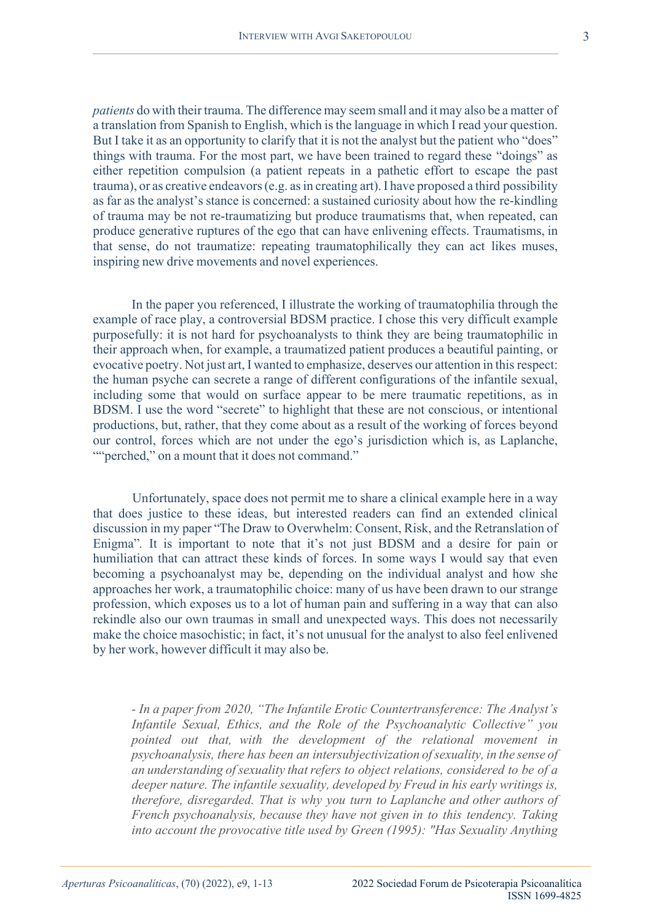*patients* do with their trauma. The difference may seem small and it may also be a matter of a translation from Spanish to English, which is the language in which I read your question. But I take it as an opportunity to clarify that it is not the analyst but the patient who "does" things with trauma. For the most part, we have been trained to regard these "doings" as either repetition compulsion (a patient repeats in a pathetic effort to escape the past trauma), or as creative endeavors (e.g. as in creating art). I have proposed a third possibility as far as the analyst's stance is concerned: a sustained curiosity about how the re-kindling of trauma may be not re-traumatizing but produce traumatisms that, when repeated, can produce generative ruptures of the ego that can have enlivening effects. Traumatisms, in that sense, do not traumatize: repeating traumatophilically they can act likes muses, inspiring new drive movements and novel experiences.

In the paper you referenced, I illustrate the working of traumatophilia through the example of race play, a controversial BDSM practice. I chose this very difficult example purposefully: it is not hard for psychoanalysts to think they are being traumatophilic in their approach when, for example, a traumatized patient produces a beautiful painting, or evocative poetry. Not just art, I wanted to emphasize, deserves our attention in this respect: the human psyche can secrete a range of different configurations of the infantile sexual, including some that would on surface appear to be mere traumatic repetitions, as in BDSM. I use the word "secrete" to highlight that these are not conscious, or intentional productions, but, rather, that they come about as a result of the working of forces beyond our control, forces which are not under the ego's jurisdiction which is, as Laplanche, ""perched," on a mount that it does not command."

Unfortunately, space does not permit me to share a clinical example here in a way that does justice to these ideas, but interested readers can find an extended clinical discussion in my paper "The Draw to Overwhelm: Consent, Risk, and the Retranslation of Enigma". It is important to note that it's not just BDSM and a desire for pain or humiliation that can attract these kinds of forces. In some ways I would say that even becoming a psychoanalyst may be, depending on the individual analyst and how she approaches her work, a traumatophilic choice: many of us have been drawn to our strange profession, which exposes us to a lot of human pain and suffering in a way that can also rekindle also our own traumas in small and unexpected ways. This does not necessarily make the choice masochistic; in fact, it's not unusual for the analyst to also feel enlivened by her work, however difficult it may also be.

*- In a paper from 2020, "The Infantile Erotic Countertransference: The Analyst's Infantile Sexual, Ethics, and the Role of the Psychoanalytic Collective" you pointed out that, with the development of the relational movement in psychoanalysis, there has been an intersubjectivization of sexuality, in the sense of an understanding of sexuality that refers to object relations, considered to be of a deeper nature. The infantile sexuality, developed by Freud in his early writings is, therefore, disregarded. That is why you turn to Laplanche and other authors of French psychoanalysis, because they have not given in to this tendency. Taking into account the provocative title used by Green (1995): "Has Sexuality Anything*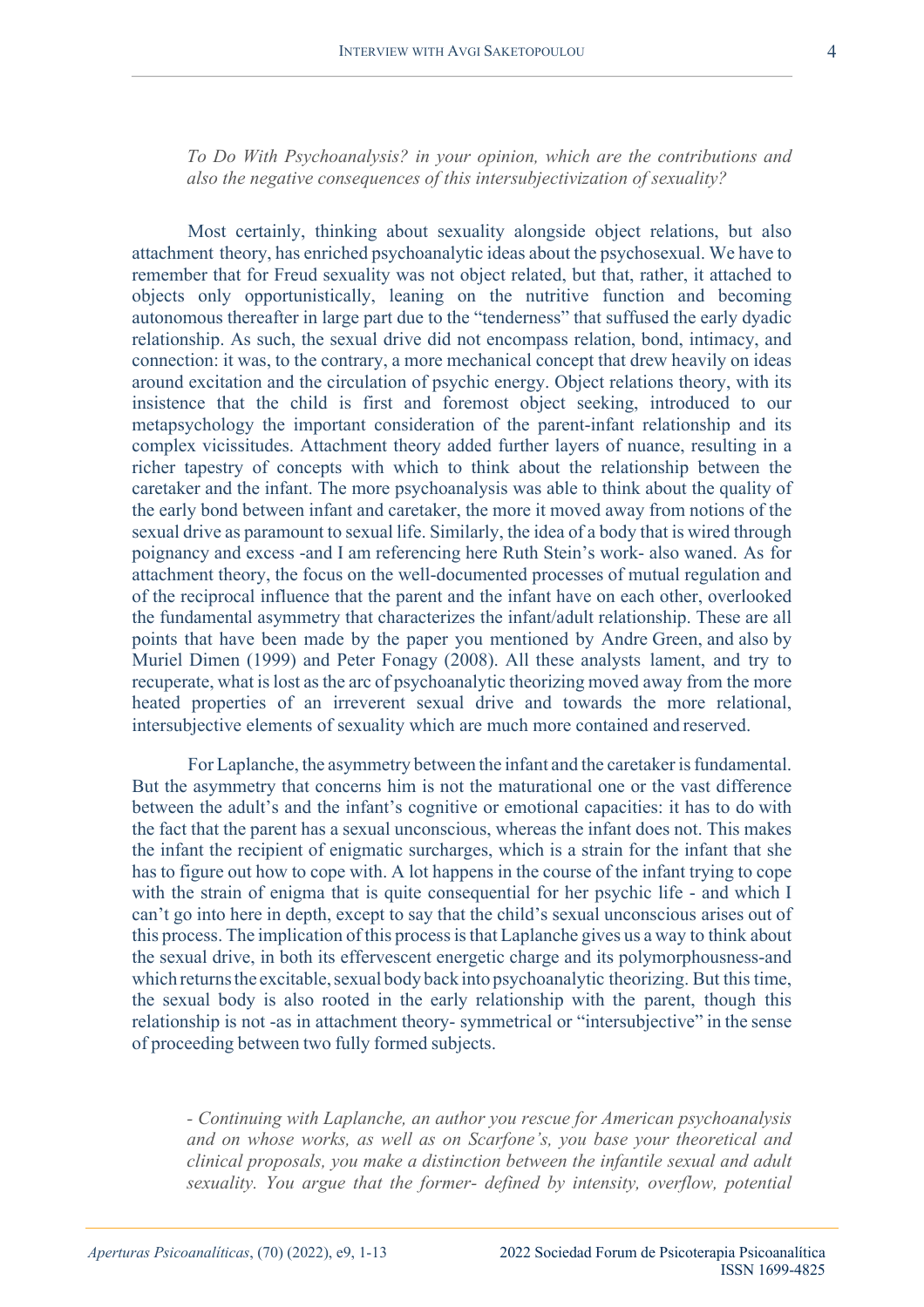*To Do With Psychoanalysis? in your opinion, which are the contributions and also the negative consequences of this intersubjectivization of sexuality?*

Most certainly, thinking about sexuality alongside object relations, but also attachment theory, has enriched psychoanalytic ideas about the psychosexual. We have to remember that for Freud sexuality was not object related, but that, rather, it attached to objects only opportunistically, leaning on the nutritive function and becoming autonomous thereafter in large part due to the "tenderness" that suffused the early dyadic relationship. As such, the sexual drive did not encompass relation, bond, intimacy, and connection: it was, to the contrary, a more mechanical concept that drew heavily on ideas around excitation and the circulation of psychic energy. Object relations theory, with its insistence that the child is first and foremost object seeking, introduced to our metapsychology the important consideration of the parent-infant relationship and its complex vicissitudes. Attachment theory added further layers of nuance, resulting in a richer tapestry of concepts with which to think about the relationship between the caretaker and the infant. The more psychoanalysis was able to think about the quality of the early bond between infant and caretaker, the more it moved away from notions of the sexual drive as paramount to sexual life. Similarly, the idea of a body that is wired through poignancy and excess -and I am referencing here Ruth Stein's work- also waned. As for attachment theory, the focus on the well-documented processes of mutual regulation and of the reciprocal influence that the parent and the infant have on each other, overlooked the fundamental asymmetry that characterizes the infant/adult relationship. These are all points that have been made by the paper you mentioned by Andre Green, and also by Muriel Dimen (1999) and Peter Fonagy (2008). All these analysts lament, and try to recuperate, what is lost as the arc of psychoanalytic theorizing moved away from the more heated properties of an irreverent sexual drive and towards the more relational, intersubjective elements of sexuality which are much more contained and reserved.

For Laplanche, the asymmetry between the infant and the caretaker is fundamental. But the asymmetry that concerns him is not the maturational one or the vast difference between the adult's and the infant's cognitive or emotional capacities: it has to do with the fact that the parent has a sexual unconscious, whereas the infant does not. This makes the infant the recipient of enigmatic surcharges, which is a strain for the infant that she has to figure out how to cope with. A lot happens in the course of the infant trying to cope with the strain of enigma that is quite consequential for her psychic life - and which I can't go into here in depth, except to say that the child's sexual unconscious arises out of this process. The implication of this process is that Laplanche gives us a way to think about the sexual drive, in both its effervescent energetic charge and its polymorphousness-and which returns the excitable, sexual body back into psychoanalytic theorizing. But this time, the sexual body is also rooted in the early relationship with the parent, though this relationship is not -as in attachment theory- symmetrical or "intersubjective" in the sense of proceeding between two fully formed subjects.

*- Continuing with Laplanche, an author you rescue for American psychoanalysis and on whose works, as well as on Scarfone's, you base your theoretical and clinical proposals, you make a distinction between the infantile sexual and adult sexuality. You argue that the former- defined by intensity, overflow, potential*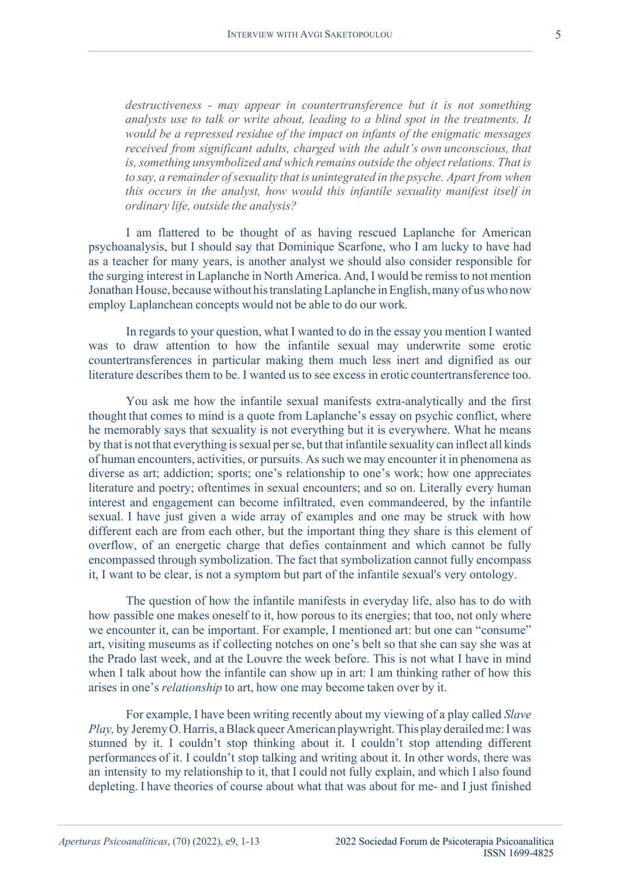*destructiveness - may appear in countertransference but it is not something analysts use to talk or write about, leading to a blind spot in the treatments. It would be a repressed residue of the impact on infants of the enigmatic messages received from significant adults, charged with the adult's own unconscious, that is, something unsymbolized and which remains outside the object relations. That is to say, a remainder of sexuality that is unintegrated in the psyche. Apart from when this occurs in the analyst, how would this infantile sexuality manifest itself in ordinary life, outside the analysis?*

I am flattered to be thought of as having rescued Laplanche for American psychoanalysis, but I should say that Dominique Scarfone, who I am lucky to have had as a teacher for many years, is another analyst we should also consider responsible for the surging interest in Laplanche in North America. And, I would be remiss to not mention Jonathan House, because without his translating Laplanche in English, many of us who now employ Laplanchean concepts would not be able to do our work.

In regards to your question, what I wanted to do in the essay you mention I wanted was to draw attention to how the infantile sexual may underwrite some erotic countertransferences in particular making them much less inert and dignified as our literature describes them to be. I wanted us to see excess in erotic countertransference too.

You ask me how the infantile sexual manifests extra-analytically and the first thought that comes to mind is a quote from Laplanche's essay on psychic conflict, where he memorably says that sexuality is not everything but it is everywhere. What he means by that is not that everything is sexual per se, but that infantile sexuality can inflect all kinds of human encounters, activities, or pursuits. As such we may encounter it in phenomena as diverse as art; addiction; sports; one's relationship to one's work; how one appreciates literature and poetry; oftentimes in sexual encounters; and so on. Literally every human interest and engagement can become infiltrated, even commandeered, by the infantile sexual. I have just given a wide array of examples and one may be struck with how different each are from each other, but the important thing they share is this element of overflow, of an energetic charge that defies containment and which cannot be fully encompassed through symbolization. The fact that symbolization cannot fully encompass it, I want to be clear, is not a symptom but part of the infantile sexual's very ontology.

The question of how the infantile manifests in everyday life, also has to do with how passible one makes oneself to it, how porous to its energies; that too, not only where we encounter it, can be important. For example, I mentioned art: but one can "consume" art, visiting museums as if collecting notches on one's belt so that she can say she was at the Prado last week, and at the Louvre the week before. This is not what I have in mind when I talk about how the infantile can show up in art: I am thinking rather of how this arises in one's *relationship* to art, how one may become taken over by it.

For example, I have been writing recently about my viewing of a play called *Slave Play,* by Jeremy O. Harris, a Black queer American playwright. This play derailed me: I was stunned by it. I couldn't stop thinking about it. I couldn't stop attending different performances of it. I couldn't stop talking and writing about it. In other words, there was an intensity to my relationship to it, that I could not fully explain, and which I also found depleting. I have theories of course about what that was about for me- and I just finished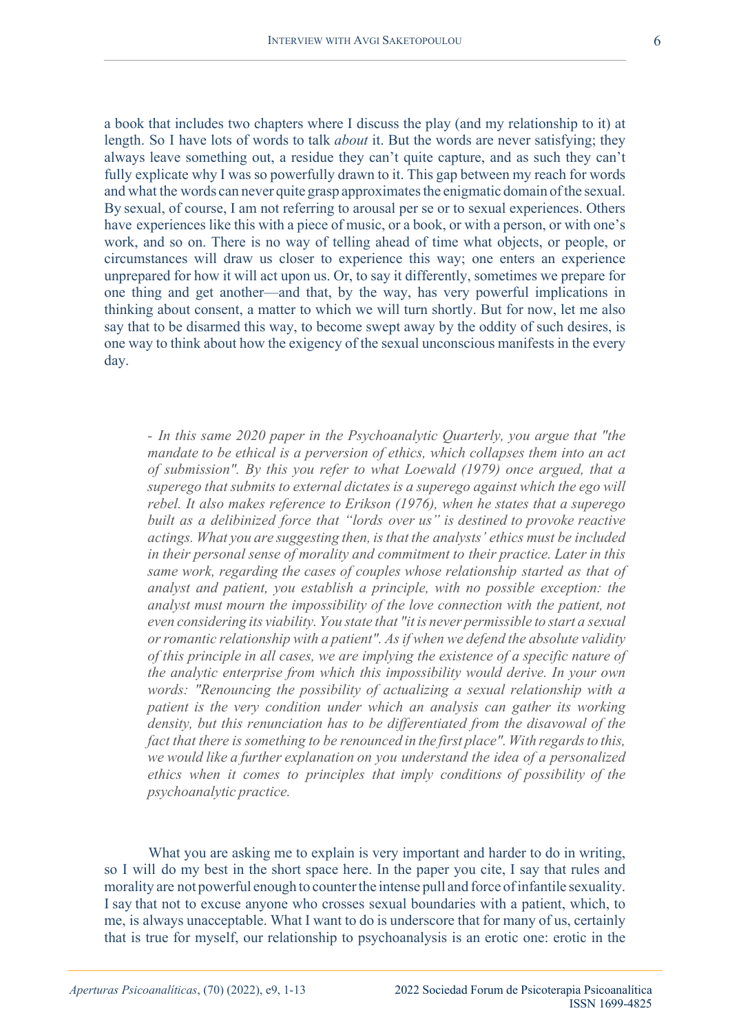a book that includes two chapters where I discuss the play (and my relationship to it) at length. So I have lots of words to talk *about* it. But the words are never satisfying; they always leave something out, a residue they can't quite capture, and as such they can't fully explicate why I was so powerfully drawn to it. This gap between my reach for words and what the words can never quite grasp approximates the enigmatic domain of the sexual. By sexual, of course, I am not referring to arousal per se or to sexual experiences. Others have experiences like this with a piece of music, or a book, or with a person, or with one's work, and so on. There is no way of telling ahead of time what objects, or people, or circumstances will draw us closer to experience this way; one enters an experience unprepared for how it will act upon us. Or, to say it differently, sometimes we prepare for one thing and get another—and that, by the way, has very powerful implications in thinking about consent, a matter to which we will turn shortly. But for now, let me also say that to be disarmed this way, to become swept away by the oddity of such desires, is one way to think about how the exigency of the sexual unconscious manifests in the every day.

*- In this same 2020 paper in the Psychoanalytic Quarterly, you argue that "the mandate to be ethical is a perversion of ethics, which collapses them into an act of submission". By this you refer to what Loewald (1979) once argued, that a superego that submits to external dictates is a superego against which the ego will rebel. It also makes reference to Erikson (1976), when he states that a superego built as a delibinized force that "lords over us" is destined to provoke reactive actings. What you are suggesting then, is that the analysts' ethics must be included in their personal sense of morality and commitment to their practice. Later in this same work, regarding the cases of couples whose relationship started as that of analyst and patient, you establish a principle, with no possible exception: the analyst must mourn the impossibility of the love connection with the patient, not even considering its viability. You state that "it is never permissible to start a sexual or romantic relationship with a patient". As if when we defend the absolute validity of this principle in all cases, we are implying the existence of a specific nature of the analytic enterprise from which this impossibility would derive. In your own words: "Renouncing the possibility of actualizing a sexual relationship with a patient is the very condition under which an analysis can gather its working density, but this renunciation has to be differentiated from the disavowal of the fact that there is something to be renounced in the first place". With regards to this, we would like a further explanation on you understand the idea of a personalized ethics when it comes to principles that imply conditions of possibility of the psychoanalytic practice.*

What you are asking me to explain is very important and harder to do in writing, so I will do my best in the short space here. In the paper you cite, I say that rules and morality are not powerful enough to counter the intense pull and force of infantile sexuality. I say that not to excuse anyone who crosses sexual boundaries with a patient, which, to me, is always unacceptable. What I want to do is underscore that for many of us, certainly that is true for myself, our relationship to psychoanalysis is an erotic one: erotic in the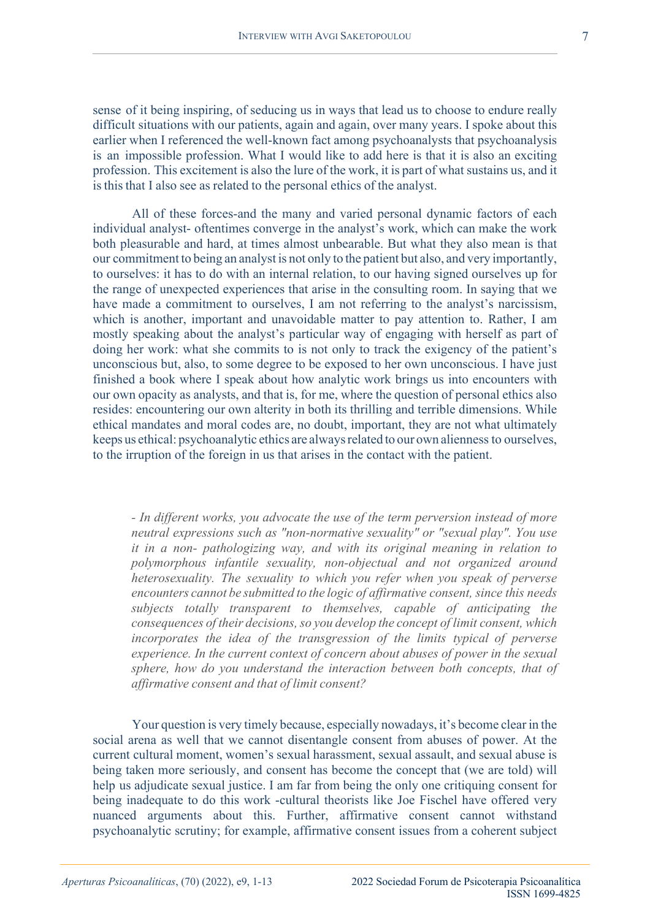sense of it being inspiring, of seducing us in ways that lead us to choose to endure really difficult situations with our patients, again and again, over many years. I spoke about this earlier when I referenced the well-known fact among psychoanalysts that psychoanalysis is an impossible profession. What I would like to add here is that it is also an exciting profession. This excitement is also the lure of the work, it is part of what sustains us, and it is this that I also see as related to the personal ethics of the analyst.

All of these forces-and the many and varied personal dynamic factors of each individual analyst- oftentimes converge in the analyst's work, which can make the work both pleasurable and hard, at times almost unbearable. But what they also mean is that our commitment to being an analyst is not only to the patient but also, and very importantly, to ourselves: it has to do with an internal relation, to our having signed ourselves up for the range of unexpected experiences that arise in the consulting room. In saying that we have made a commitment to ourselves, I am not referring to the analyst's narcissism, which is another, important and unavoidable matter to pay attention to. Rather, I am mostly speaking about the analyst's particular way of engaging with herself as part of doing her work: what she commits to is not only to track the exigency of the patient's unconscious but, also, to some degree to be exposed to her own unconscious. I have just finished a book where I speak about how analytic work brings us into encounters with our own opacity as analysts, and that is, for me, where the question of personal ethics also resides: encountering our own alterity in both its thrilling and terrible dimensions. While ethical mandates and moral codes are, no doubt, important, they are not what ultimately keeps us ethical: psychoanalytic ethics are always related to our own alienness to ourselves, to the irruption of the foreign in us that arises in the contact with the patient.

*- In different works, you advocate the use of the term perversion instead of more neutral expressions such as "non-normative sexuality" or "sexual play". You use it in a non- pathologizing way, and with its original meaning in relation to polymorphous infantile sexuality, non-objectual and not organized around heterosexuality. The sexuality to which you refer when you speak of perverse encounters cannot be submitted to the logic of affirmative consent, since this needs subjects totally transparent to themselves, capable of anticipating the consequences of their decisions, so you develop the concept of limit consent, which incorporates the idea of the transgression of the limits typical of perverse experience. In the current context of concern about abuses of power in the sexual sphere, how do you understand the interaction between both concepts, that of affirmative consent and that of limit consent?*

Your question is very timely because, especially nowadays, it's become clear in the social arena as well that we cannot disentangle consent from abuses of power. At the current cultural moment, women's sexual harassment, sexual assault, and sexual abuse is being taken more seriously, and consent has become the concept that (we are told) will help us adjudicate sexual justice. I am far from being the only one critiquing consent for being inadequate to do this work -cultural theorists like Joe Fischel have offered very nuanced arguments about this. Further, affirmative consent cannot withstand psychoanalytic scrutiny; for example, affirmative consent issues from a coherent subject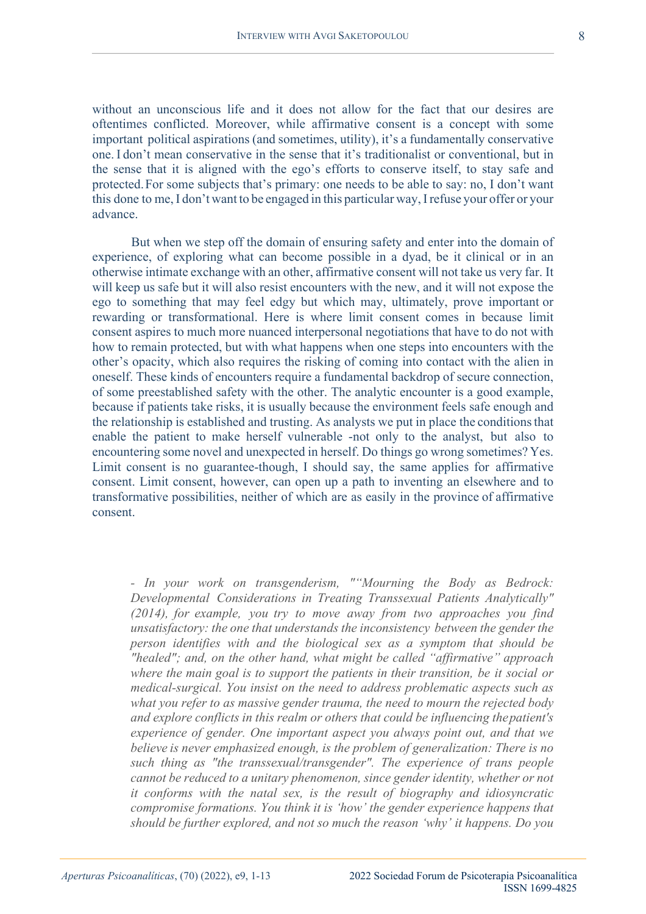without an unconscious life and it does not allow for the fact that our desires are oftentimes conflicted. Moreover, while affirmative consent is a concept with some important political aspirations (and sometimes, utility), it's a fundamentally conservative one. I don't mean conservative in the sense that it's traditionalist or conventional, but in the sense that it is aligned with the ego's efforts to conserve itself, to stay safe and protected. For some subjects that's primary: one needs to be able to say: no, I don't want this done to me, I don't want to be engaged in this particular way, I refuse your offer or your advance.

But when we step off the domain of ensuring safety and enter into the domain of experience, of exploring what can become possible in a dyad, be it clinical or in an otherwise intimate exchange with an other, affirmative consent will not take us very far. It will keep us safe but it will also resist encounters with the new, and it will not expose the ego to something that may feel edgy but which may, ultimately, prove important or rewarding or transformational. Here is where limit consent comes in because limit consent aspires to much more nuanced interpersonal negotiations that have to do not with how to remain protected, but with what happens when one steps into encounters with the other's opacity, which also requires the risking of coming into contact with the alien in oneself. These kinds of encounters require a fundamental backdrop of secure connection, of some preestablished safety with the other. The analytic encounter is a good example, because if patients take risks, it is usually because the environment feels safe enough and the relationship is established and trusting. As analysts we put in place the conditions that enable the patient to make herself vulnerable -not only to the analyst, but also to encountering some novel and unexpected in herself. Do things go wrong sometimes? Yes. Limit consent is no guarantee-though, I should say, the same applies for affirmative consent. Limit consent, however, can open up a path to inventing an elsewhere and to transformative possibilities, neither of which are as easily in the province of affirmative consent.

*- In your work on transgenderism, "“Mourning the Body as Bedrock: Developmental Considerations in Treating Transsexual Patients Analytically" (2014), for example, you try to move away from two approaches you find unsatisfactory: the one that understands the inconsistency between the gender the person identifies with and the biological sex as a symptom that should be "healed"; and, on the other hand, what might be called “affirmative” approach where the main goal is to support the patients in their transition, be it social or medical-surgical. You insist on the need to address problematic aspects such as what you refer to as massive gender trauma, the need to mourn the rejected body and explore conflicts in this realm or others that could be influencing the patient's experience of gender. One important aspect you always point out, and that we believe is never emphasized enough, is the problem of generalization: There is no such thing as "the transsexual/transgender". The experience of trans people cannot be reduced to a unitary phenomenon, since gender identity, whether or not it conforms with the natal sex, is the result of biography and idiosyncratic compromise formations. You think it is ‘how’ the gender experience happens that should be further explored, and not so much the reason ‘why’ it happens. Do you*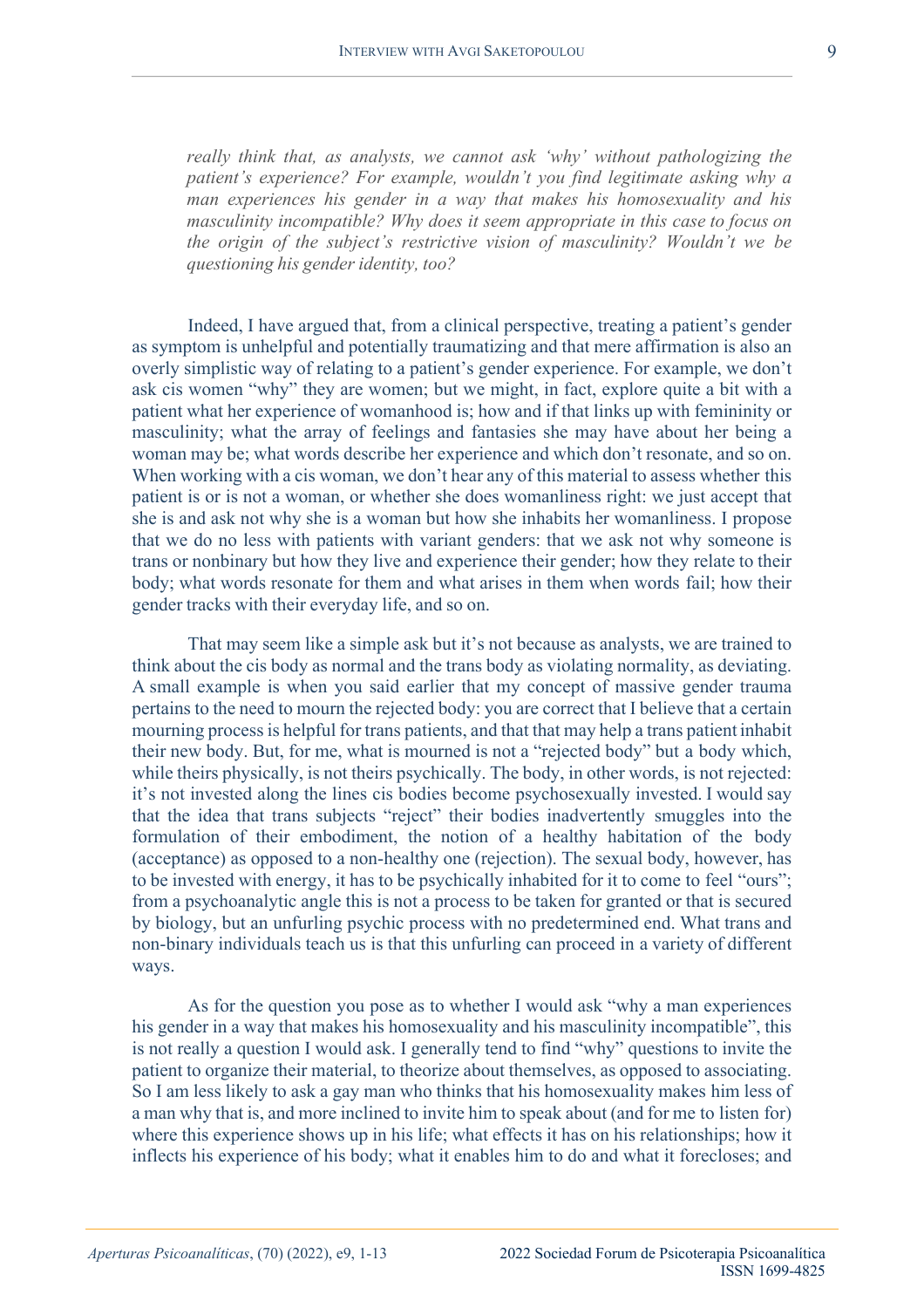*really think that, as analysts, we cannot ask 'why' without pathologizing the patient's experience? For example, wouldn't you find legitimate asking why a man experiences his gender in a way that makes his homosexuality and his masculinity incompatible? Why does it seem appropriate in this case to focus on the origin of the subject's restrictive vision of masculinity? Wouldn't we be questioning his gender identity, too?*

Indeed, I have argued that, from a clinical perspective, treating a patient's gender as symptom is unhelpful and potentially traumatizing and that mere affirmation is also an overly simplistic way of relating to a patient's gender experience. For example, we don't ask cis women "why" they are women; but we might, in fact, explore quite a bit with a patient what her experience of womanhood is; how and if that links up with femininity or masculinity; what the array of feelings and fantasies she may have about her being a woman may be; what words describe her experience and which don't resonate, and so on. When working with a cis woman, we don't hear any of this material to assess whether this patient is or is not a woman, or whether she does womanliness right: we just accept that she is and ask not why she is a woman but how she inhabits her womanliness. I propose that we do no less with patients with variant genders: that we ask not why someone is trans or nonbinary but how they live and experience their gender; how they relate to their body; what words resonate for them and what arises in them when words fail; how their gender tracks with their everyday life, and so on.

That may seem like a simple ask but it's not because as analysts, we are trained to think about the cis body as normal and the trans body as violating normality, as deviating. A small example is when you said earlier that my concept of massive gender trauma pertains to the need to mourn the rejected body: you are correct that I believe that a certain mourning process is helpful for trans patients, and that that may help a trans patient inhabit their new body. But, for me, what is mourned is not a "rejected body" but a body which, while theirs physically, is not theirs psychically. The body, in other words, is not rejected: it's not invested along the lines cis bodies become psychosexually invested. I would say that the idea that trans subjects "reject" their bodies inadvertently smuggles into the formulation of their embodiment, the notion of a healthy habitation of the body (acceptance) as opposed to a non-healthy one (rejection). The sexual body, however, has to be invested with energy, it has to be psychically inhabited for it to come to feel "ours"; from a psychoanalytic angle this is not a process to be taken for granted or that is secured by biology, but an unfurling psychic process with no predetermined end. What trans and non-binary individuals teach us is that this unfurling can proceed in a variety of different ways.

As for the question you pose as to whether I would ask "why a man experiences his gender in a way that makes his homosexuality and his masculinity incompatible", this is not really a question I would ask. I generally tend to find "why" questions to invite the patient to organize their material, to theorize about themselves, as opposed to associating. So I am less likely to ask a gay man who thinks that his homosexuality makes him less of a man why that is, and more inclined to invite him to speak about (and for me to listen for) where this experience shows up in his life; what effects it has on his relationships; how it inflects his experience of his body; what it enables him to do and what it forecloses; and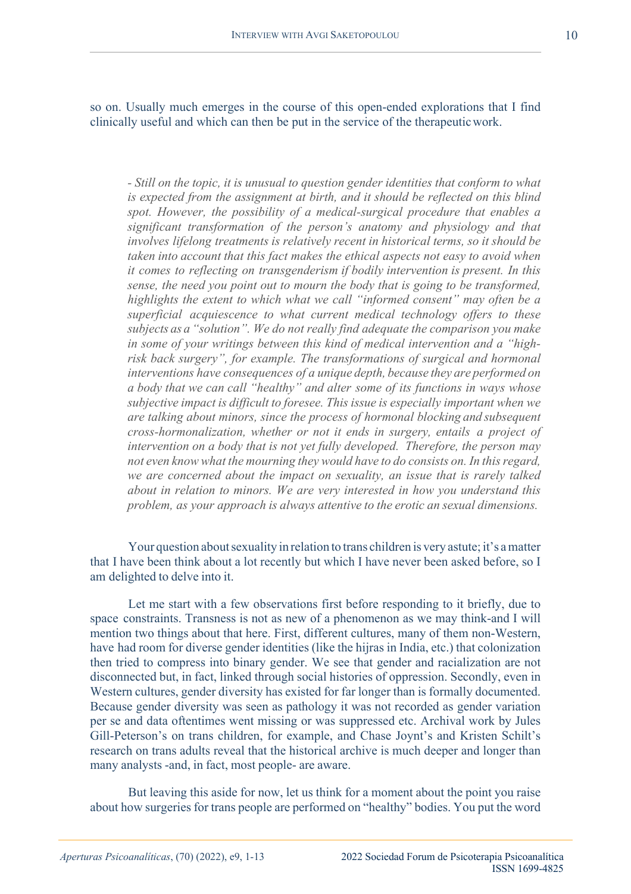so on. Usually much emerges in the course of this open-ended explorations that I find clinically useful and which can then be put in the service of the therapeutic work.

*- Still on the topic, it is unusual to question gender identities that conform to what is expected from the assignment at birth, and it should be reflected on this blind spot. However, the possibility of a medical-surgical procedure that enables a significant transformation of the person's anatomy and physiology and that involves lifelong treatments is relatively recent in historical terms, so it should be taken into account that this fact makes the ethical aspects not easy to avoid when it comes to reflecting on transgenderism if bodily intervention is present. In this sense, the need you point out to mourn the body that is going to be transformed, highlights the extent to which what we call "informed consent" may often be a superficial acquiescence to what current medical technology offers to these subjects as a "solution". We do not really find adequate the comparison you make in some of your writings between this kind of medical intervention and a "high-risk back surgery", for example. The transformations of surgical and hormonal interventions have consequences of a unique depth, because they are performed on a body that we can call "healthy" and alter some of its functions in ways whose subjective impact is difficult to foresee. This issue is especially important when we are talking about minors, since the process of hormonal blocking and subsequent cross-hormonalization, whether or not it ends in surgery, entails a project of intervention on a body that is not yet fully developed. Therefore, the person may not even know what the mourning they would have to do consists on. In this regard, we are concerned about the impact on sexuality, an issue that is rarely talked about in relation to minors. We are very interested in how you understand this problem, as your approach is always attentive to the erotic an sexual dimensions.*

Your question about sexuality in relation to trans children is very astute; it's a matter that I have been think about a lot recently but which I have never been asked before, so I am delighted to delve into it.

Let me start with a few observations first before responding to it briefly, due to space constraints. Transness is not as new of a phenomenon as we may think-and I will mention two things about that here. First, different cultures, many of them non-Western, have had room for diverse gender identities (like the hijras in India, etc.) that colonization then tried to compress into binary gender. We see that gender and racialization are not disconnected but, in fact, linked through social histories of oppression. Secondly, even in Western cultures, gender diversity has existed for far longer than is formally documented. Because gender diversity was seen as pathology it was not recorded as gender variation per se and data oftentimes went missing or was suppressed etc. Archival work by Jules Gill-Peterson's on trans children, for example, and Chase Joynt's and Kristen Schilt's research on trans adults reveal that the historical archive is much deeper and longer than many analysts -and, in fact, most people- are aware.

But leaving this aside for now, let us think for a moment about the point you raise about how surgeries for trans people are performed on "healthy" bodies. You put the word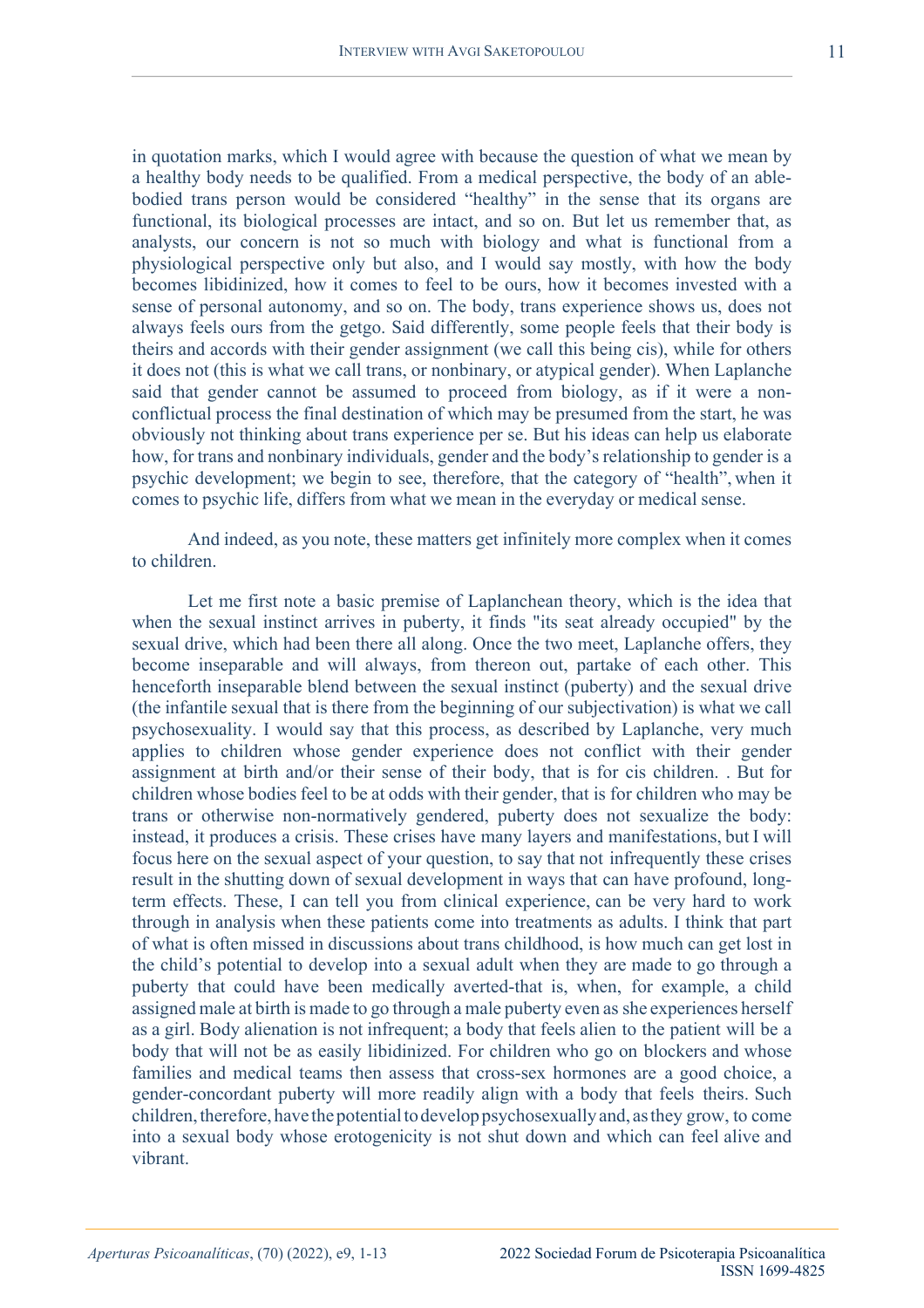in quotation marks, which I would agree with because the question of what we mean by a healthy body needs to be qualified. From a medical perspective, the body of an able-bodied trans person would be considered "healthy" in the sense that its organs are functional, its biological processes are intact, and so on. But let us remember that, as analysts, our concern is not so much with biology and what is functional from a physiological perspective only but also, and I would say mostly, with how the body becomes libidinized, how it comes to feel to be ours, how it becomes invested with a sense of personal autonomy, and so on. The body, trans experience shows us, does not always feels ours from the getgo. Said differently, some people feels that their body is theirs and accords with their gender assignment (we call this being cis), while for others it does not (this is what we call trans, or nonbinary, or atypical gender). When Laplanche said that gender cannot be assumed to proceed from biology, as if it were a non-conflictual process the final destination of which may be presumed from the start, he was obviously not thinking about trans experience per se. But his ideas can help us elaborate how, for trans and nonbinary individuals, gender and the body's relationship to gender is a psychic development; we begin to see, therefore, that the category of "health", when it comes to psychic life, differs from what we mean in the everyday or medical sense.

And indeed, as you note, these matters get infinitely more complex when it comes to children.

Let me first note a basic premise of Laplanchean theory, which is the idea that when the sexual instinct arrives in puberty, it finds "its seat already occupied" by the sexual drive, which had been there all along. Once the two meet, Laplanche offers, they become inseparable and will always, from thereon out, partake of each other. This henceforth inseparable blend between the sexual instinct (puberty) and the sexual drive (the infantile sexual that is there from the beginning of our subjectivation) is what we call psychosexuality. I would say that this process, as described by Laplanche, very much applies to children whose gender experience does not conflict with their gender assignment at birth and/or their sense of their body, that is for cis children. . But for children whose bodies feel to be at odds with their gender, that is for children who may be trans or otherwise non-normatively gendered, puberty does not sexualize the body: instead, it produces a crisis. These crises have many layers and manifestations, but I will focus here on the sexual aspect of your question, to say that not infrequently these crises result in the shutting down of sexual development in ways that can have profound, long-term effects. These, I can tell you from clinical experience, can be very hard to work through in analysis when these patients come into treatments as adults. I think that part of what is often missed in discussions about trans childhood, is how much can get lost in the child's potential to develop into a sexual adult when they are made to go through a puberty that could have been medically averted-that is, when, for example, a child assigned male at birth is made to go through a male puberty even as she experiences herself as a girl. Body alienation is not infrequent; a body that feels alien to the patient will be a body that will not be as easily libidinized. For children who go on blockers and whose families and medical teams then assess that cross-sex hormones are a good choice, a gender-concordant puberty will more readily align with a body that feels theirs. Such children, therefore, have the potential to develop psychosexually and, as they grow, to come into a sexual body whose erotogenicity is not shut down and which can feel alive and vibrant.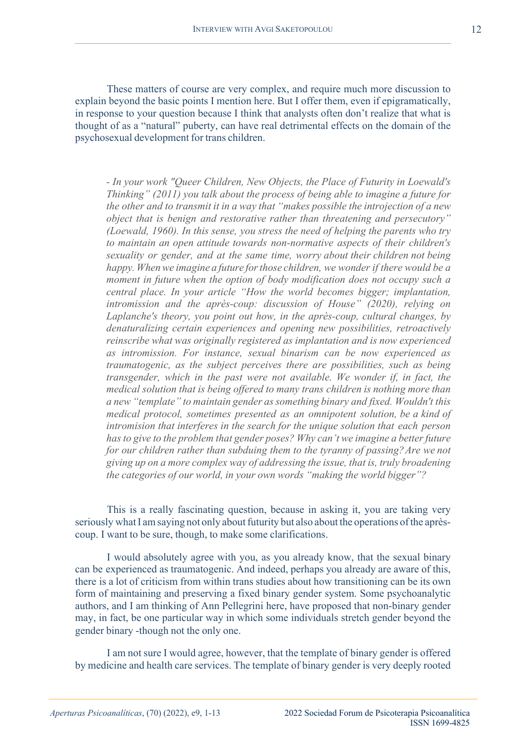These matters of course are very complex, and require much more discussion to explain beyond the basic points I mention here. But I offer them, even if epigramatically, in response to your question because I think that analysts often don't realize that what is thought of as a "natural" puberty, can have real detrimental effects on the domain of the psychosexual development for trans children.

> *- In your work "Queer Children, New Objects, the Place of Futurity in Loewald's Thinking" (2011) you talk about the process of being able to imagine a future for the other and to transmit it in a way that "makes possible the introjection of a new object that is benign and restorative rather than threatening and persecutory" (Loewald, 1960). In this sense, you stress the need of helping the parents who try to maintain an open attitude towards non-normative aspects of their children's sexuality or gender, and at the same time, worry about their children not being happy. When we imagine a future for those children, we wonder if there would be a moment in future when the option of body modification does not occupy such a central place. In your article "How the world becomes bigger; implantation, intromission and the après-coup: discussion of House" (2020), relying on Laplanche's theory, you point out how, in the après-coup, cultural changes, by denaturalizing certain experiences and opening new possibilities, retroactively reinscribe what was originally registered as implantation and is now experienced as intromission. For instance, sexual binarism can be now experienced as traumatogenic, as the subject perceives there are possibilities, such as being transgender, which in the past were not available. We wonder if, in fact, the medical solution that is being offered to many trans children is nothing more than a new "template" to maintain gender as something binary and fixed. Wouldn't this medical protocol, sometimes presented as an omnipotent solution, be a kind of intromision that interferes in the search for the unique solution that each person has to give to the problem that gender poses? Why can't we imagine a better future for our children rather than subduing them to the tyranny of passing? Are we not giving up on a more complex way of addressing the issue, that is, truly broadening the categories of our world, in your own words "making the world bigger"?*

This is a really fascinating question, because in asking it, you are taking very seriously what I am saying not only about futurity but also about the operations of the après-coup. I want to be sure, though, to make some clarifications.

I would absolutely agree with you, as you already know, that the sexual binary can be experienced as traumatogenic. And indeed, perhaps you already are aware of this, there is a lot of criticism from within trans studies about how transitioning can be its own form of maintaining and preserving a fixed binary gender system. Some psychoanalytic authors, and I am thinking of Ann Pellegrini here, have proposed that non-binary gender may, in fact, be one particular way in which some individuals stretch gender beyond the gender binary -though not the only one.

I am not sure I would agree, however, that the template of binary gender is offered by medicine and health care services. The template of binary gender is very deeply rooted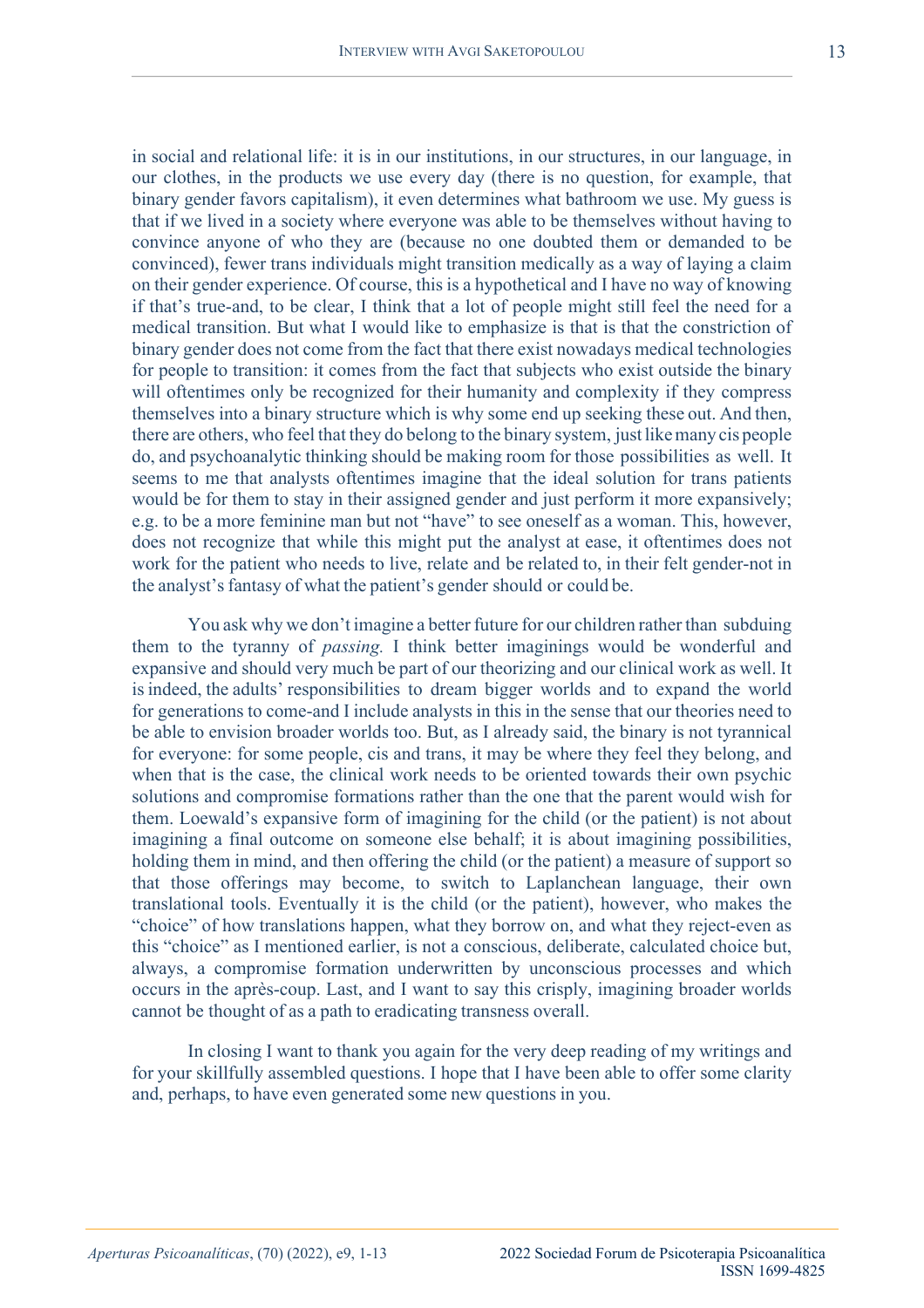in social and relational life: it is in our institutions, in our structures, in our language, in our clothes, in the products we use every day (there is no question, for example, that binary gender favors capitalism), it even determines what bathroom we use. My guess is that if we lived in a society where everyone was able to be themselves without having to convince anyone of who they are (because no one doubted them or demanded to be convinced), fewer trans individuals might transition medically as a way of laying a claim on their gender experience. Of course, this is a hypothetical and I have no way of knowing if that's true-and, to be clear, I think that a lot of people might still feel the need for a medical transition. But what I would like to emphasize is that is that the constriction of binary gender does not come from the fact that there exist nowadays medical technologies for people to transition: it comes from the fact that subjects who exist outside the binary will oftentimes only be recognized for their humanity and complexity if they compress themselves into a binary structure which is why some end up seeking these out. And then, there are others, who feel that they do belong to the binary system, just like many cis people do, and psychoanalytic thinking should be making room for those possibilities as well. It seems to me that analysts oftentimes imagine that the ideal solution for trans patients would be for them to stay in their assigned gender and just perform it more expansively; e.g. to be a more feminine man but not "have" to see oneself as a woman. This, however, does not recognize that while this might put the analyst at ease, it oftentimes does not work for the patient who needs to live, relate and be related to, in their felt gender-not in the analyst's fantasy of what the patient's gender should or could be.

You ask why we don't imagine a better future for our children rather than subduing them to the tyranny of *passing.* I think better imaginings would be wonderful and expansive and should very much be part of our theorizing and our clinical work as well. It is indeed, the adults' responsibilities to dream bigger worlds and to expand the world for generations to come-and I include analysts in this in the sense that our theories need to be able to envision broader worlds too. But, as I already said, the binary is not tyrannical for everyone: for some people, cis and trans, it may be where they feel they belong, and when that is the case, the clinical work needs to be oriented towards their own psychic solutions and compromise formations rather than the one that the parent would wish for them. Loewald's expansive form of imagining for the child (or the patient) is not about imagining a final outcome on someone else behalf; it is about imagining possibilities, holding them in mind, and then offering the child (or the patient) a measure of support so that those offerings may become, to switch to Laplanchean language, their own translational tools. Eventually it is the child (or the patient), however, who makes the "choice" of how translations happen, what they borrow on, and what they reject-even as this "choice" as I mentioned earlier, is not a conscious, deliberate, calculated choice but, always, a compromise formation underwritten by unconscious processes and which occurs in the après-coup. Last, and I want to say this crisply, imagining broader worlds cannot be thought of as a path to eradicating transness overall.

In closing I want to thank you again for the very deep reading of my writings and for your skillfully assembled questions. I hope that I have been able to offer some clarity and, perhaps, to have even generated some new questions in you.